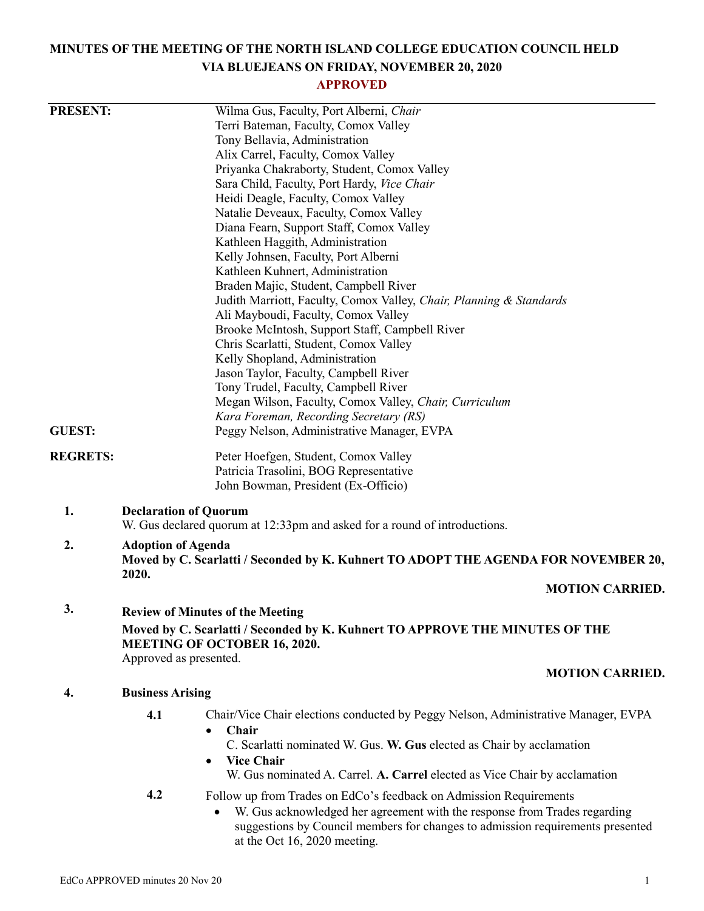# MINUTES OF THE MEETING OF THE NORTH ISLAND COLLEGE EDUCATION COUNCIL HELD VIA BLUEJEANS ON FRIDAY, NOVEMBER 20, 2020

**APPROVED**

**PRESENT:**

Wilma Gus, Faculty, Port Alberni, *Chair*
Terri Bateman, Faculty, Comox Valley
Tony Bellavia, Administration
Alix Carrel, Faculty, Comox Valley
Priyanka Chakraborty, Student, Comox Valley
Sara Child, Faculty, Port Hardy, *Vice Chair*
Heidi Deagle, Faculty, Comox Valley
Natalie Deveaux, Faculty, Comox Valley
Diana Fearn, Support Staff, Comox Valley
Kathleen Haggith, Administration
Kelly Johnsen, Faculty, Port Alberni
Kathleen Kuhnert, Administration
Braden Majic, Student, Campbell River
Judith Marriott, Faculty, Comox Valley, *Chair, Planning & Standards*
Ali Mayboudi, Faculty, Comox Valley
Brooke McIntosh, Support Staff, Campbell River
Chris Scarlatti, Student, Comox Valley
Kelly Shopland, Administration
Jason Taylor, Faculty, Campbell River
Tony Trudel, Faculty, Campbell River
Megan Wilson, Faculty, Comox Valley, *Chair, Curriculum*
*Kara Foreman, Recording Secretary (RS)*

**GUEST:**

Peggy Nelson, Administrative Manager, EVPA

**REGRETS:**

Peter Hoefgen, Student, Comox Valley
Patricia Trasolini, BOG Representative
John Bowman, President (Ex-Officio)

**1. Declaration of Quorum**

W. Gus declared quorum at 12:33pm and asked for a round of introductions.

**2. Adoption of Agenda**

**Moved by C. Scarlatti / Seconded by K. Kuhnert TO ADOPT THE AGENDA FOR NOVEMBER 20, 2020.**

**MOTION CARRIED.**

**3. Review of Minutes of the Meeting**

**Moved by C. Scarlatti / Seconded by K. Kuhnert TO APPROVE THE MINUTES OF THE MEETING OF OCTOBER 16, 2020.**

Approved as presented.

**MOTION CARRIED.**

**4. Business Arising**

**4.1** Chair/Vice Chair elections conducted by Peggy Nelson, Administrative Manager, EVPA

- **Chair**
  C. Scarlatti nominated W. Gus. **W. Gus** elected as Chair by acclamation
- **Vice Chair**
  W. Gus nominated A. Carrel. **A. Carrel** elected as Vice Chair by acclamation

**4.2** Follow up from Trades on EdCo's feedback on Admission Requirements

- W. Gus acknowledged her agreement with the response from Trades regarding suggestions by Council members for changes to admission requirements presented at the Oct 16, 2020 meeting.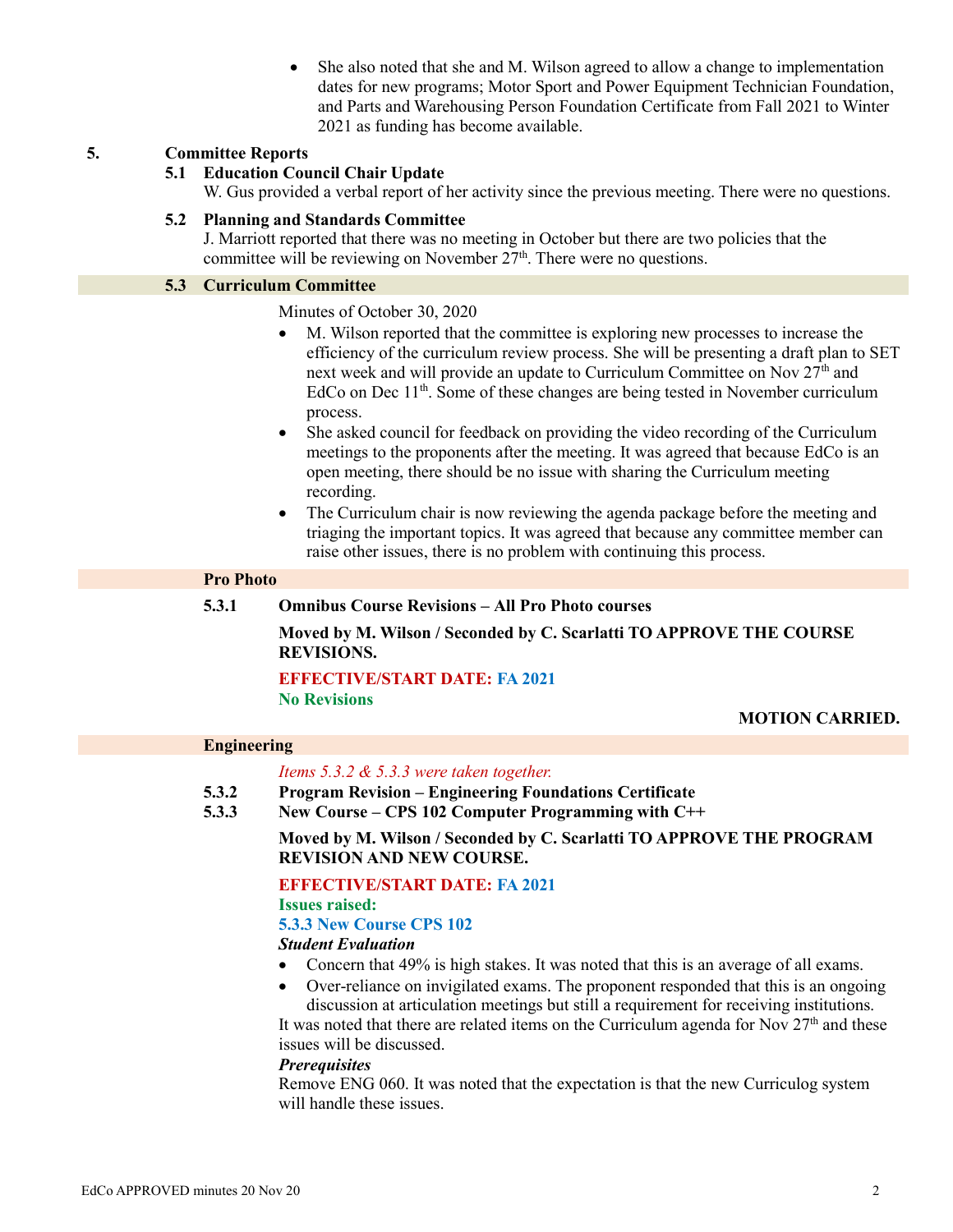- She also noted that she and M. Wilson agreed to allow a change to implementation dates for new programs; Motor Sport and Power Equipment Technician Foundation, and Parts and Warehousing Person Foundation Certificate from Fall 2021 to Winter 2021 as funding has become available.

## 5. Committee Reports

### 5.1 Education Council Chair Update

W. Gus provided a verbal report of her activity since the previous meeting. There were no questions.

### 5.2 Planning and Standards Committee

J. Marriott reported that there was no meeting in October but there are two policies that the committee will be reviewing on November 27th. There were no questions.

### 5.3 Curriculum Committee

Minutes of October 30, 2020

- M. Wilson reported that the committee is exploring new processes to increase the efficiency of the curriculum review process. She will be presenting a draft plan to SET next week and will provide an update to Curriculum Committee on Nov 27th and EdCo on Dec 11th. Some of these changes are being tested in November curriculum process.
- She asked council for feedback on providing the video recording of the Curriculum meetings to the proponents after the meeting. It was agreed that because EdCo is an open meeting, there should be no issue with sharing the Curriculum meeting recording.
- The Curriculum chair is now reviewing the agenda package before the meeting and triaging the important topics. It was agreed that because any committee member can raise other issues, there is no problem with continuing this process.

**Pro Photo**

**5.3.1 Omnibus Course Revisions – All Pro Photo courses**

**Moved by M. Wilson / Seconded by C. Scarlatti TO APPROVE THE COURSE REVISIONS.**

**EFFECTIVE/START DATE: FA 2021**
**No Revisions**

**MOTION CARRIED.**

**Engineering**

*Items 5.3.2 & 5.3.3 were taken together.*

**5.3.2 Program Revision – Engineering Foundations Certificate**
**5.3.3 New Course – CPS 102 Computer Programming with C++**

**Moved by M. Wilson / Seconded by C. Scarlatti TO APPROVE THE PROGRAM REVISION AND NEW COURSE.**

**EFFECTIVE/START DATE: FA 2021**
**Issues raised:**
**5.3.3 New Course CPS 102**
***Student Evaluation***

- Concern that 49% is high stakes. It was noted that this is an average of all exams.
- Over-reliance on invigilated exams. The proponent responded that this is an ongoing discussion at articulation meetings but still a requirement for receiving institutions.

It was noted that there are related items on the Curriculum agenda for Nov 27th and these issues will be discussed.

***Prerequisites***

Remove ENG 060. It was noted that the expectation is that the new Curriculog system will handle these issues.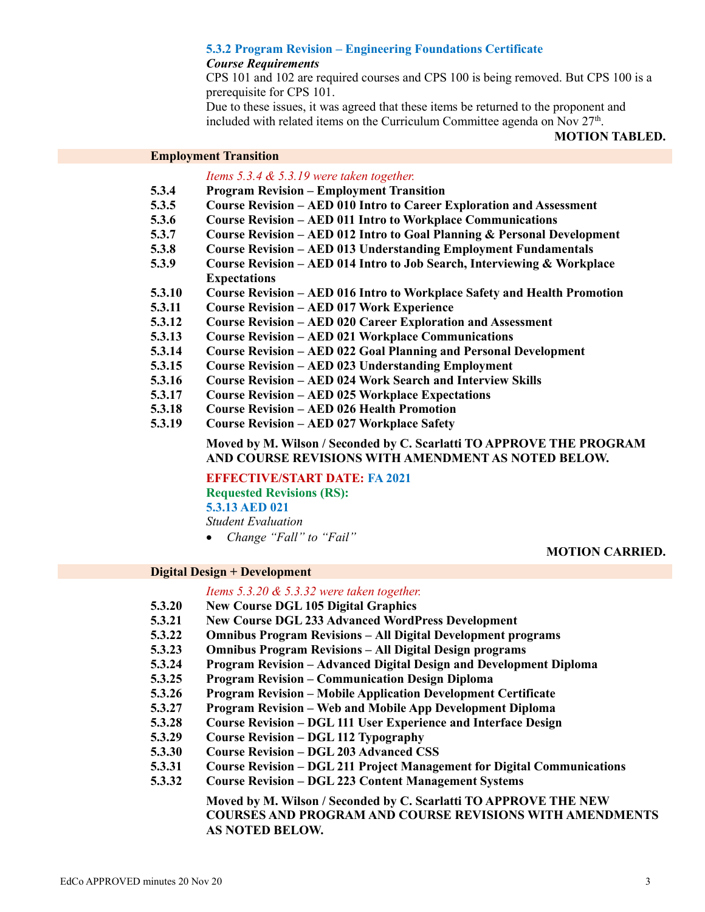### 5.3.2 Program Revision – Engineering Foundations Certificate

*Course Requirements*

CPS 101 and 102 are required courses and CPS 100 is being removed. But CPS 100 is a prerequisite for CPS 101.

Due to these issues, it was agreed that these items be returned to the proponent and included with related items on the Curriculum Committee agenda on Nov 27th.

**MOTION TABLED.**

## Employment Transition

*Items 5.3.4 & 5.3.19 were taken together.*

**5.3.4 Program Revision – Employment Transition**
**5.3.5 Course Revision – AED 010 Intro to Career Exploration and Assessment**
**5.3.6 Course Revision – AED 011 Intro to Workplace Communications**
**5.3.7 Course Revision – AED 012 Intro to Goal Planning & Personal Development**
**5.3.8 Course Revision – AED 013 Understanding Employment Fundamentals**
**5.3.9 Course Revision – AED 014 Intro to Job Search, Interviewing & Workplace Expectations**
**5.3.10 Course Revision – AED 016 Intro to Workplace Safety and Health Promotion**
**5.3.11 Course Revision – AED 017 Work Experience**
**5.3.12 Course Revision – AED 020 Career Exploration and Assessment**
**5.3.13 Course Revision – AED 021 Workplace Communications**
**5.3.14 Course Revision – AED 022 Goal Planning and Personal Development**
**5.3.15 Course Revision – AED 023 Understanding Employment**
**5.3.16 Course Revision – AED 024 Work Search and Interview Skills**
**5.3.17 Course Revision – AED 025 Workplace Expectations**
**5.3.18 Course Revision – AED 026 Health Promotion**
**5.3.19 Course Revision – AED 027 Workplace Safety**

**Moved by M. Wilson / Seconded by C. Scarlatti TO APPROVE THE PROGRAM AND COURSE REVISIONS WITH AMENDMENT AS NOTED BELOW.**

**EFFECTIVE/START DATE: FA 2021**

**Requested Revisions (RS):**

**5.3.13 AED 021**

*Student Evaluation*

- *Change "Fall" to "Fail"*

**MOTION CARRIED.**

## Digital Design + Development

*Items 5.3.20 & 5.3.32 were taken together.*

**5.3.20 New Course DGL 105 Digital Graphics**
**5.3.21 New Course DGL 233 Advanced WordPress Development**
**5.3.22 Omnibus Program Revisions – All Digital Development programs**
**5.3.23 Omnibus Program Revisions – All Digital Design programs**
**5.3.24 Program Revision – Advanced Digital Design and Development Diploma**
**5.3.25 Program Revision – Communication Design Diploma**
**5.3.26 Program Revision – Mobile Application Development Certificate**
**5.3.27 Program Revision – Web and Mobile App Development Diploma**
**5.3.28 Course Revision – DGL 111 User Experience and Interface Design**
**5.3.29 Course Revision – DGL 112 Typography**
**5.3.30 Course Revision – DGL 203 Advanced CSS**
**5.3.31 Course Revision – DGL 211 Project Management for Digital Communications**
**5.3.32 Course Revision – DGL 223 Content Management Systems**

**Moved by M. Wilson / Seconded by C. Scarlatti TO APPROVE THE NEW COURSES AND PROGRAM AND COURSE REVISIONS WITH AMENDMENTS AS NOTED BELOW.**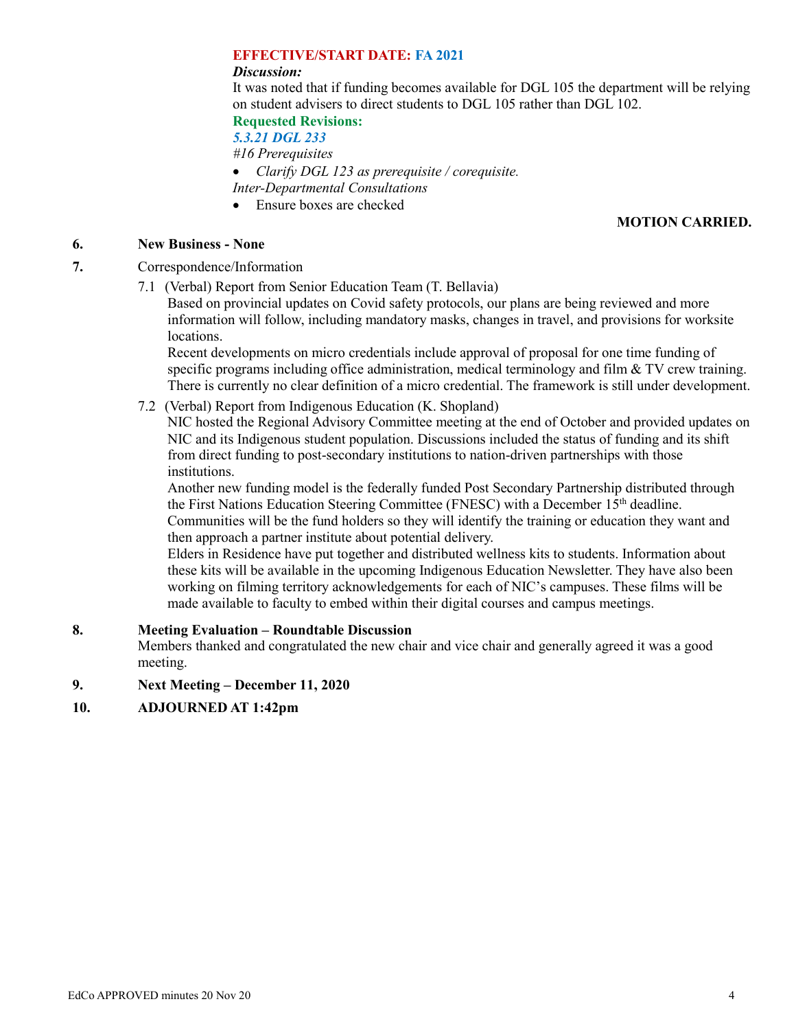**EFFECTIVE/START DATE: FA 2021**

***Discussion:***

It was noted that if funding becomes available for DGL 105 the department will be relying on student advisers to direct students to DGL 105 rather than DGL 102.

**Requested Revisions:**

***5.3.21 DGL 233***

*#16 Prerequisites*

- *Clarify DGL 123 as prerequisite / corequisite.*

*Inter-Departmental Consultations*

- Ensure boxes are checked

**MOTION CARRIED.**

**6. New Business - None**

**7.** Correspondence/Information

7.1 (Verbal) Report from Senior Education Team (T. Bellavia)

Based on provincial updates on Covid safety protocols, our plans are being reviewed and more information will follow, including mandatory masks, changes in travel, and provisions for worksite locations.

Recent developments on micro credentials include approval of proposal for one time funding of specific programs including office administration, medical terminology and film & TV crew training. There is currently no clear definition of a micro credential. The framework is still under development.

7.2 (Verbal) Report from Indigenous Education (K. Shopland)

NIC hosted the Regional Advisory Committee meeting at the end of October and provided updates on NIC and its Indigenous student population. Discussions included the status of funding and its shift from direct funding to post-secondary institutions to nation-driven partnerships with those institutions.

Another new funding model is the federally funded Post Secondary Partnership distributed through the First Nations Education Steering Committee (FNESC) with a December 15th deadline.

Communities will be the fund holders so they will identify the training or education they want and then approach a partner institute about potential delivery.

Elders in Residence have put together and distributed wellness kits to students. Information about these kits will be available in the upcoming Indigenous Education Newsletter. They have also been working on filming territory acknowledgements for each of NIC's campuses. These films will be made available to faculty to embed within their digital courses and campus meetings.

**8. Meeting Evaluation – Roundtable Discussion**

Members thanked and congratulated the new chair and vice chair and generally agreed it was a good meeting.

**9. Next Meeting – December 11, 2020**

**10. ADJOURNED AT 1:42pm**